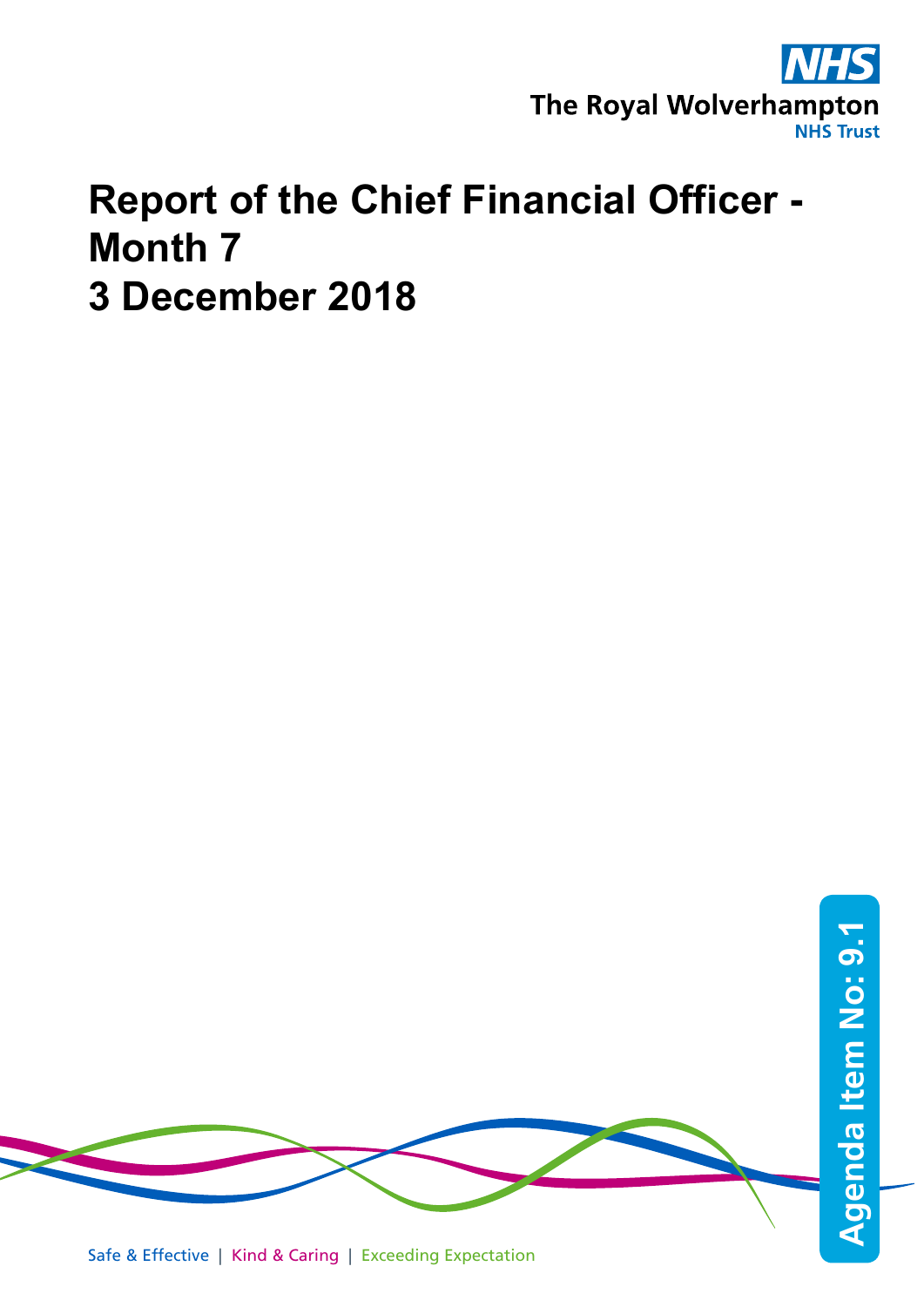NHS

The Royal Wolverhampton

NHS Trust

# Report of the Chief Financial Officer - Month 7
# 3 December 2018

Agenda Item No: 9.1

Safe & Effective | Kind & Caring | Exceeding Expectation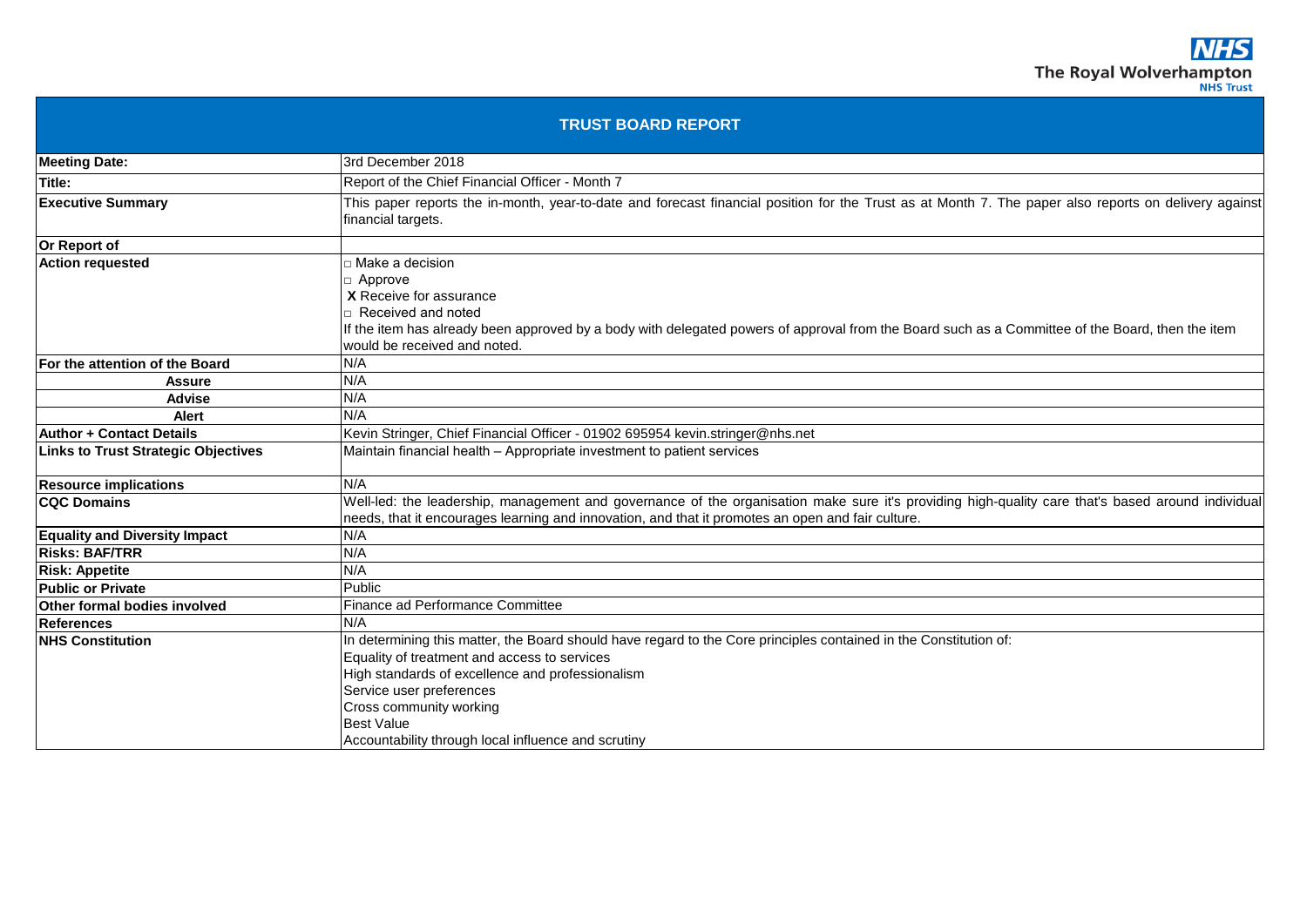NHS
The Royal Wolverhampton
NHS Trust

# TRUST BOARD REPORT

| | |
|---|---|
| **Meeting Date:** | 3rd December 2018 |
| **Title:** | Report of the Chief Financial Officer - Month 7 |
| **Executive Summary** | This paper reports the in-month, year-to-date and forecast financial position for the Trust as at Month 7. The paper also reports on delivery against financial targets. |
| **Or Report of** | |
| **Action requested** | □ Make a decision<br>□ Approve<br>**X** Receive for assurance<br>□ Received and noted<br>If the item has already been approved by a body with delegated powers of approval from the Board such as a Committee of the Board, then the item would be received and noted. |
| **For the attention of the Board** | N/A |
| **Assure** | N/A |
| **Advise** | N/A |
| **Alert** | N/A |
| **Author + Contact Details** | Kevin Stringer, Chief Financial Officer - 01902 695954 kevin.stringer@nhs.net |
| **Links to Trust Strategic Objectives** | Maintain financial health – Appropriate investment to patient services |
| **Resource implications** | N/A |
| **CQC Domains** | Well-led: the leadership, management and governance of the organisation make sure it's providing high-quality care that's based around individual needs, that it encourages learning and innovation, and that it promotes an open and fair culture. |
| **Equality and Diversity Impact** | N/A |
| **Risks: BAF/TRR** | N/A |
| **Risk: Appetite** | N/A |
| **Public or Private** | Public |
| **Other formal bodies involved** | Finance ad Performance Committee |
| **References** | N/A |
| **NHS Constitution** | In determining this matter, the Board should have regard to the Core principles contained in the Constitution of:<br>Equality of treatment and access to services<br>High standards of excellence and professionalism<br>Service user preferences<br>Cross community working<br>Best Value<br>Accountability through local influence and scrutiny |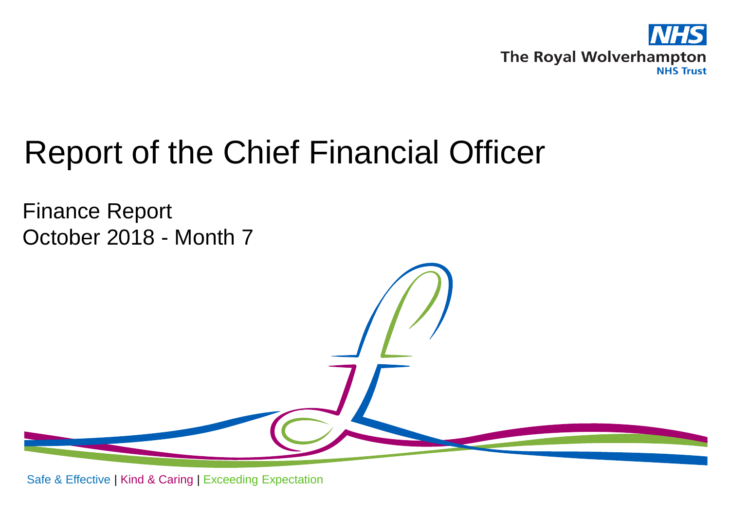The Royal Wolverhampton NHS Trust

# Report of the Chief Financial Officer

## Finance Report
## October 2018 - Month 7

Safe & Effective | Kind & Caring | Exceeding Expectation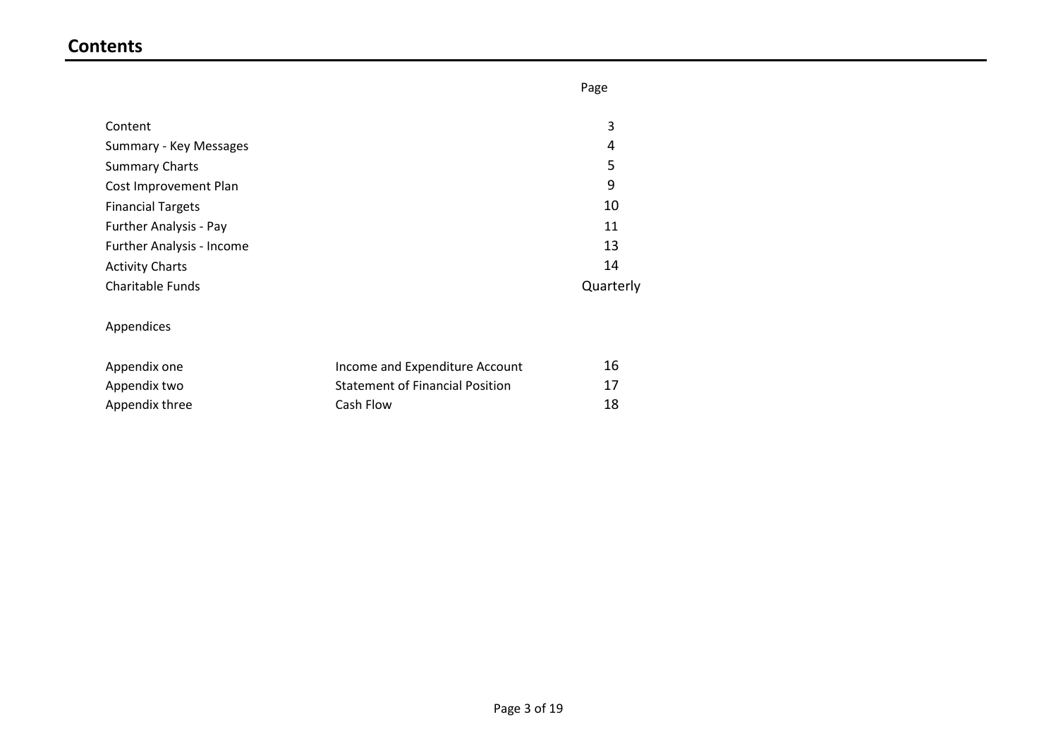## Contents

| | | Page |
|---|---|---|
| Content | | 3 |
| Summary - Key Messages | | 4 |
| Summary Charts | | 5 |
| Cost Improvement Plan | | 9 |
| Financial Targets | | 10 |
| Further Analysis - Pay | | 11 |
| Further Analysis - Income | | 13 |
| Activity Charts | | 14 |
| Charitable Funds | | Quarterly |
| | | |
| Appendices | | |
| | | |
| Appendix one | Income and Expenditure Account | 16 |
| Appendix two | Statement of Financial Position | 17 |
| Appendix three | Cash Flow | 18 |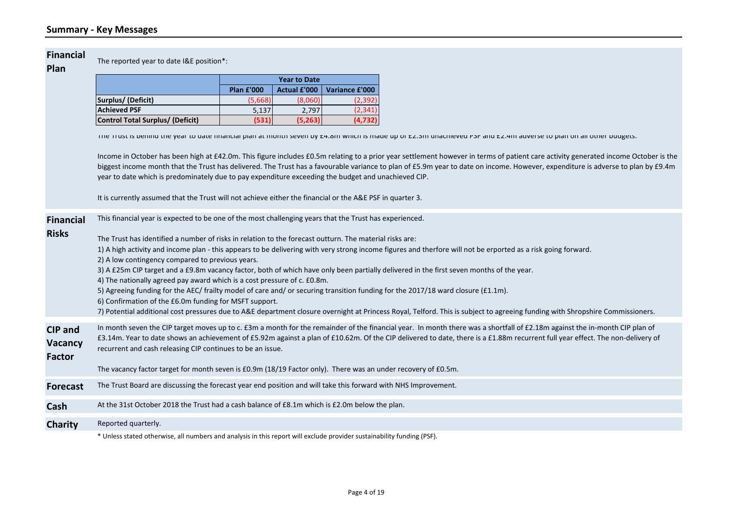## Summary - Key Messages

**Financial Plan**

The reported year to date I&E position*:

| | Year to Date | | |
|---|---|---|---|
| | Plan £'000 | Actual £'000 | Variance £'000 |
| **Surplus/ (Deficit)** | (5,668) | (8,060) | (2,392) |
| **Achieved PSF** | 5,137 | 2,797 | (2,341) |
| **Control Total Surplus/ (Deficit)** | **(531)** | **(5,263)** | **(4,732)** |

The Trust is behind the year to date financial plan at month seven by £4.8m which is made up of £2.3m unachieved PSF and £2.4m adverse to plan on all other budgets.

Income in October has been high at £42.0m. This figure includes £0.5m relating to a prior year settlement however in terms of patient care activity generated income October is the biggest income month that the Trust has delivered. The Trust has a favourable variance to plan of £5.9m year to date on income. However, expenditure is adverse to plan by £9.4m year to date which is predominately due to pay expenditure exceeding the budget and unachieved CIP.

It is currently assumed that the Trust will not achieve either the financial or the A&E PSF in quarter 3.

**Financial Risks**

This financial year is expected to be one of the most challenging years that the Trust has experienced.

The Trust has identified a number of risks in relation to the forecast outturn. The material risks are:

1) A high activity and income plan - this appears to be delivering with very strong income figures and therfore will not be erported as a risk going forward.
2) A low contingency compared to previous years.
3) A £25m CIP target and a £9.8m vacancy factor, both of which have only been partially delivered in the first seven months of the year.
4) The nationally agreed pay award which is a cost pressure of c. £0.8m.
5) Agreeing funding for the AEC/ frailty model of care and/ or securing transition funding for the 2017/18 ward closure (£1.1m).
6) Confirmation of the £6.0m funding for MSFT support.
7) Potential additional cost pressures due to A&E department closure overnight at Princess Royal, Telford. This is subject to agreeing funding with Shropshire Commissioners.

**CIP and Vacancy Factor**

In month seven the CIP target moves up to c. £3m a month for the remainder of the financial year. In month there was a shortfall of £2.18m against the in-month CIP plan of £3.14m. Year to date shows an achievement of £5.92m against a plan of £10.62m. Of the CIP delivered to date, there is a £1.88m recurrent full year effect. The non-delivery of recurrent and cash releasing CIP continues to be an issue.

The vacancy factor target for month seven is £0.9m (18/19 Factor only). There was an under recovery of £0.5m.

**Forecast**

The Trust Board are discussing the forecast year end position and will take this forward with NHS Improvement.

**Cash**

At the 31st October 2018 the Trust had a cash balance of £8.1m which is £2.0m below the plan.

**Charity**

Reported quarterly.

* Unless stated otherwise, all numbers and analysis in this report will exclude provider sustainability funding (PSF).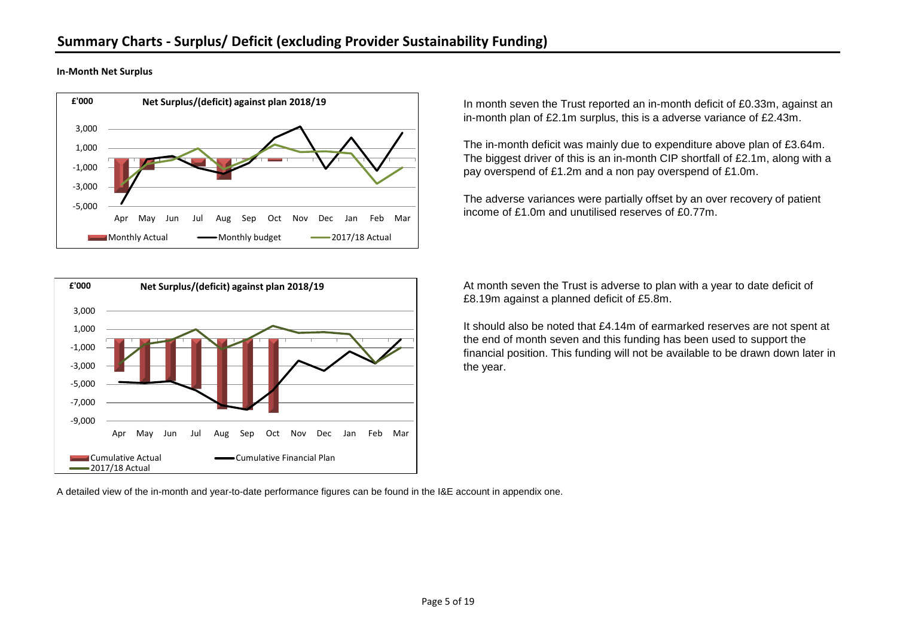# Summary Charts - Surplus/ Deficit (excluding Provider Sustainability Funding)

**In-Month Net Surplus**

In month seven the Trust reported an in-month deficit of £0.33m, against an in-month plan of £2.1m surplus, this is a adverse variance of £2.43m.

The in-month deficit was mainly due to expenditure above plan of £3.64m. The biggest driver of this is an in-month CIP shortfall of £2.1m, along with a pay overspend of £1.2m and a non pay overspend of £1.0m.

The adverse variances were partially offset by an over recovery of patient income of £1.0m and unutilised reserves of £0.77m.

At month seven the Trust is adverse to plan with a year to date deficit of £8.19m against a planned deficit of £5.8m.

It should also be noted that £4.14m of earmarked reserves are not spent at the end of month seven and this funding has been used to support the financial position. This funding will not be available to be drawn down later in the year.

A detailed view of the in-month and year-to-date performance figures can be found in the I&E account in appendix one.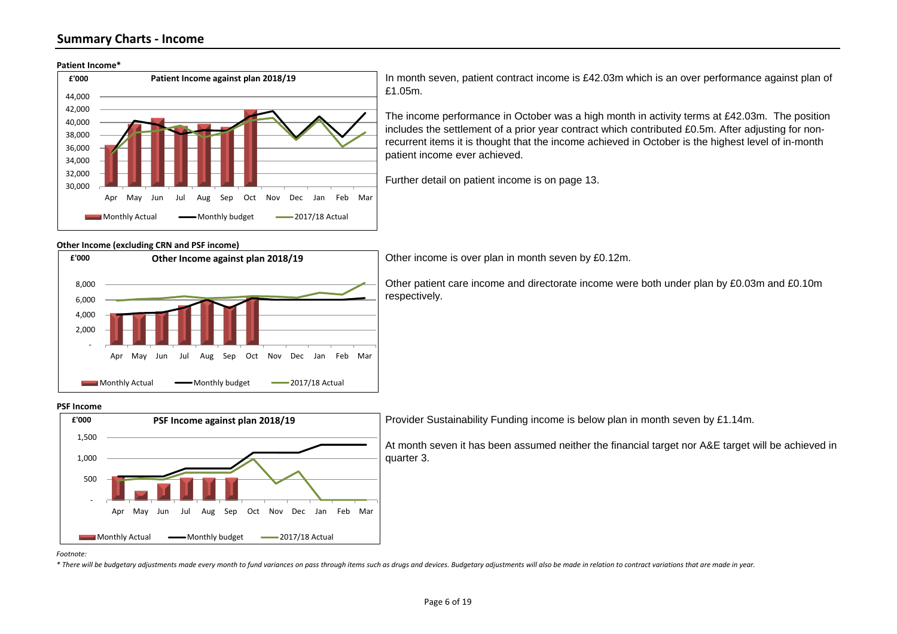## Summary Charts - Income

**Patient Income***

In month seven, patient contract income is £42.03m which is an over performance against plan of £1.05m.

The income performance in October was a high month in activity terms at £42.03m. The position includes the settlement of a prior year contract which contributed £0.5m. After adjusting for non-recurrent items it is thought that the income achieved in October is the highest level of in-month patient income ever achieved.

Further detail on patient income is on page 13.

**Other Income (excluding CRN and PSF income)**

Other income is over plan in month seven by £0.12m.

Other patient care income and directorate income were both under plan by £0.03m and £0.10m respectively.

**PSF Income**

Provider Sustainability Funding income is below plan in month seven by £1.14m.

At month seven it has been assumed neither the financial target nor A&E target will be achieved in quarter 3.

*Footnote:*

*\* There will be budgetary adjustments made every month to fund variances on pass through items such as drugs and devices. Budgetary adjustments will also be made in relation to contract variations that are made in year.*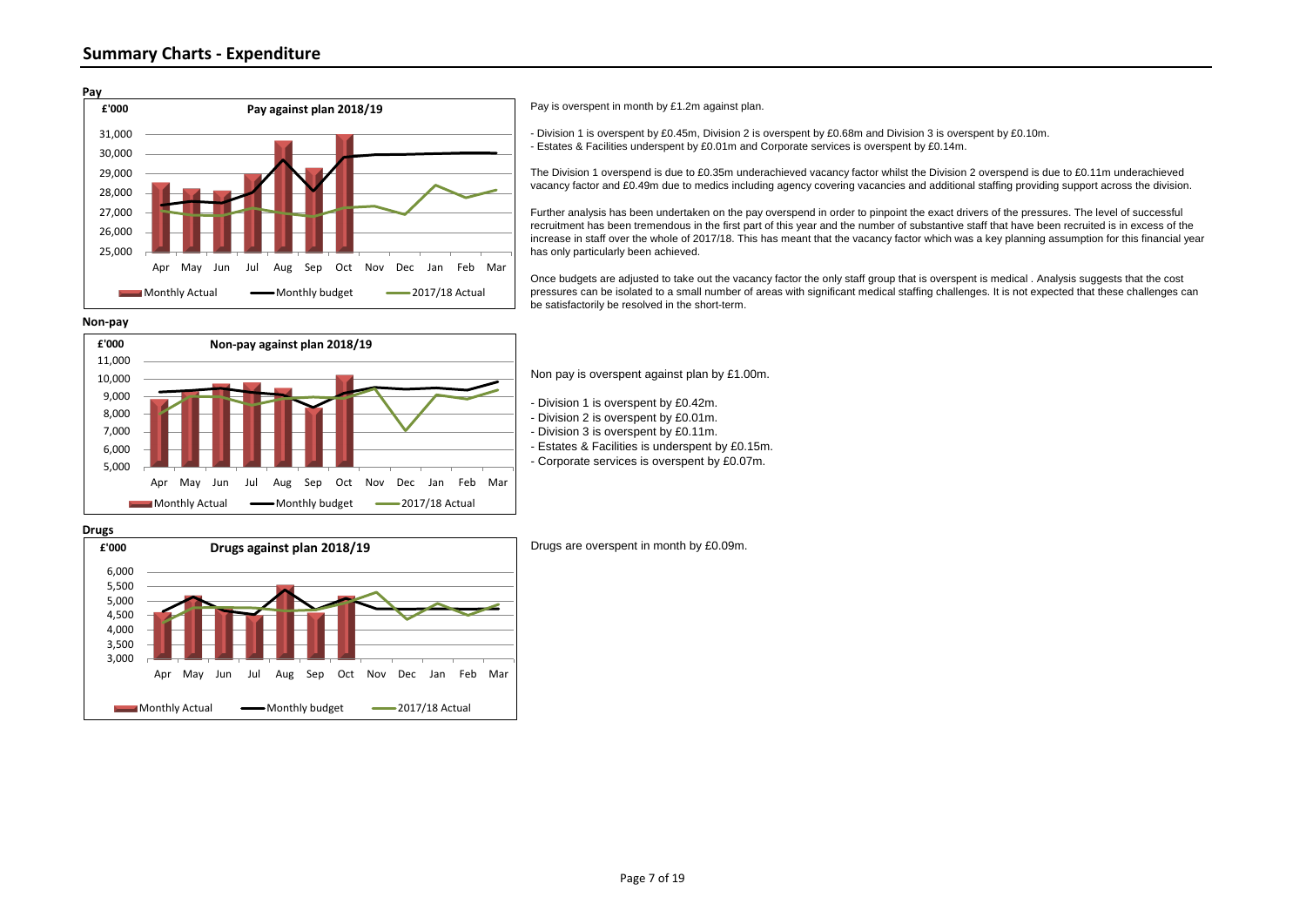## Summary Charts - Expenditure

**Pay**

**Pay against plan 2018/19** (£'000)

Legend: Monthly Actual, Monthly budget, 2017/18 Actual

Pay is overspent in month by £1.2m against plan.

- Division 1 is overspent by £0.45m, Division 2 is overspent by £0.68m and Division 3 is overspent by £0.10m.
- Estates & Facilities underspent by £0.01m and Corporate services is overspent by £0.14m.

The Division 1 overspend is due to £0.35m underachieved vacancy factor whilst the Division 2 overspend is due to £0.11m underachieved vacancy factor and £0.49m due to medics including agency covering vacancies and additional staffing providing support across the division.

Further analysis has been undertaken on the pay overspend in order to pinpoint the exact drivers of the pressures. The level of successful recruitment has been tremendous in the first part of this year and the number of substantive staff that have been recruited is in excess of the increase in staff over the whole of 2017/18. This has meant that the vacancy factor which was a key planning assumption for this financial year has only particularly been achieved.

Once budgets are adjusted to take out the vacancy factor the only staff group that is overspent is medical . Analysis suggests that the cost pressures can be isolated to a small number of areas with significant medical staffing challenges. It is not expected that these challenges can be satisfactorily be resolved in the short-term.

**Non-pay**

**Non-pay against plan 2018/19** (£'000)

Legend: Monthly Actual, Monthly budget, 2017/18 Actual

Non pay is overspent against plan by £1.00m.

- Division 1 is overspent by £0.42m.
- Division 2 is overspent by £0.01m.
- Division 3 is overspent by £0.11m.
- Estates & Facilities is underspent by £0.15m.
- Corporate services is overspent by £0.07m.

**Drugs**

**Drugs against plan 2018/19** (£'000)

Legend: Monthly Actual, Monthly budget, 2017/18 Actual

Drugs are overspent in month by £0.09m.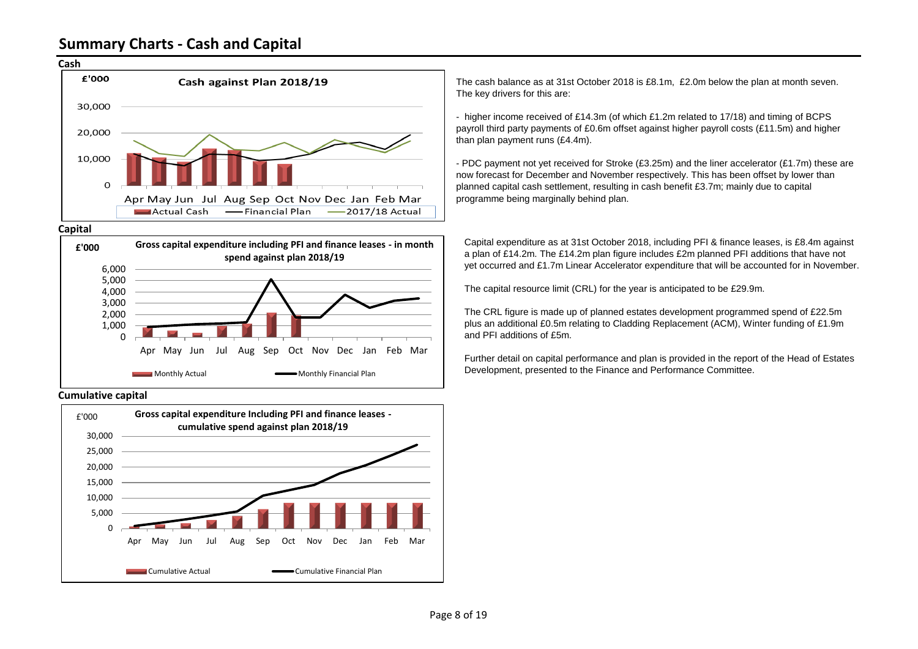# Summary Charts - Cash and Capital

## Cash

The cash balance as at 31st October 2018 is £8.1m, £2.0m below the plan at month seven. The key drivers for this are:

- higher income received of £14.3m (of which £1.2m related to 17/18) and timing of BCPS payroll third party payments of £0.6m offset against higher payroll costs (£11.5m) and higher than plan payment runs (£4.4m).

- PDC payment not yet received for Stroke (£3.25m) and the liner accelerator (£1.7m) these are now forecast for December and November respectively. This has been offset by lower than planned capital cash settlement, resulting in cash benefit £3.7m; mainly due to capital programme being marginally behind plan.

## Capital

Capital expenditure as at 31st October 2018, including PFI & finance leases, is £8.4m against a plan of £14.2m. The £14.2m plan figure includes £2m planned PFI additions that have not yet occurred and £1.7m Linear Accelerator expenditure that will be accounted for in November.

The capital resource limit (CRL) for the year is anticipated to be £29.9m.

The CRL figure is made up of planned estates development programmed spend of £22.5m plus an additional £0.5m relating to Cladding Replacement (ACM), Winter funding of £1.9m and PFI additions of £5m.

Further detail on capital performance and plan is provided in the report of the Head of Estates Development, presented to the Finance and Performance Committee.

## Cumulative capital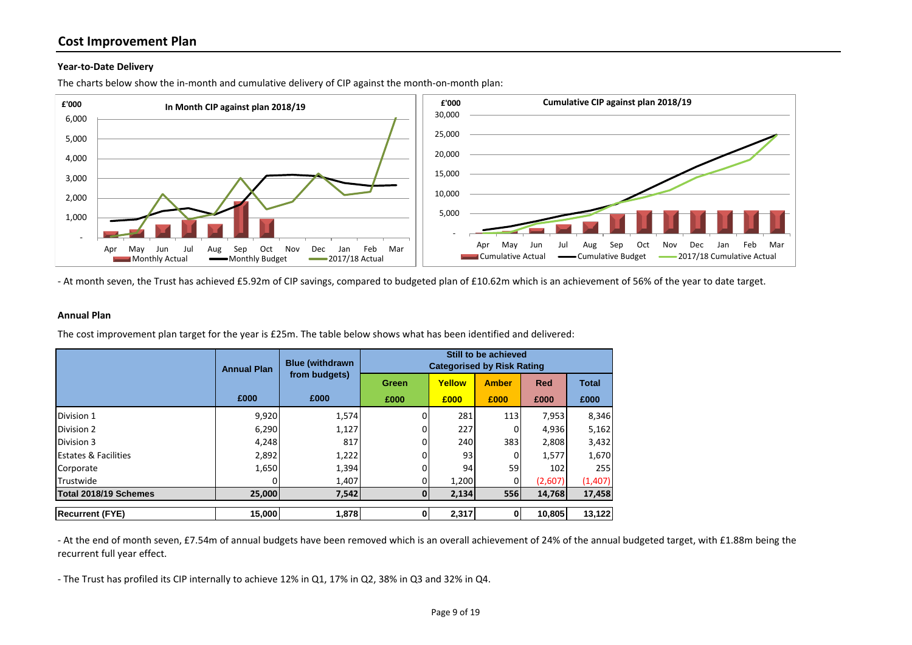## Cost Improvement Plan

**Year-to-Date Delivery**

The charts below show the in-month and cumulative delivery of CIP against the month-on-month plan:

- At month seven, the Trust has achieved £5.92m of CIP savings, compared to budgeted plan of £10.62m which is an achievement of 56% of the year to date target.

**Annual Plan**

The cost improvement plan target for the year is £25m. The table below shows what has been identified and delivered:

| | Annual Plan | Blue (withdrawn from budgets) | Still to be achieved Categorised by Risk Rating | | | | |
|---|---|---|---|---|---|---|---|
| | | | Green | Yellow | Amber | Red | Total |
| | £000 | £000 | £000 | £000 | £000 | £000 | £000 |
| Division 1 | 9,920 | 1,574 | 0 | 281 | 113 | 7,953 | 8,346 |
| Division 2 | 6,290 | 1,127 | 0 | 227 | 0 | 4,936 | 5,162 |
| Division 3 | 4,248 | 817 | 0 | 240 | 383 | 2,808 | 3,432 |
| Estates & Facilities | 2,892 | 1,222 | 0 | 93 | 0 | 1,577 | 1,670 |
| Corporate | 1,650 | 1,394 | 0 | 94 | 59 | 102 | 255 |
| Trustwide | 0 | 1,407 | 0 | 1,200 | 0 | (2,607) | (1,407) |
| **Total 2018/19 Schemes** | **25,000** | **7,542** | **0** | **2,134** | **556** | **14,768** | **17,458** |
| **Recurrent (FYE)** | **15,000** | **1,878** | **0** | **2,317** | **0** | **10,805** | **13,122** |

- At the end of month seven, £7.54m of annual budgets have been removed which is an overall achievement of 24% of the annual budgeted target, with £1.88m being the recurrent full year effect.

- The Trust has profiled its CIP internally to achieve 12% in Q1, 17% in Q2, 38% in Q3 and 32% in Q4.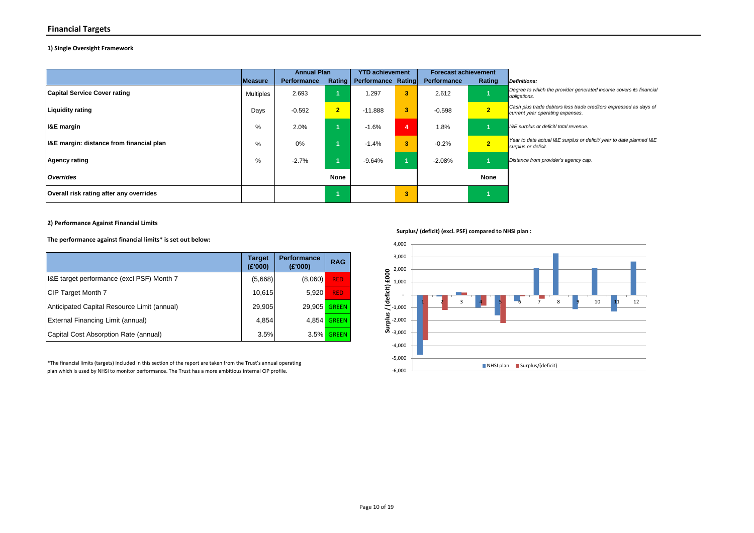## Financial Targets

**1) Single Oversight Framework**

| | Measure | Annual Plan | | YTD achievement | | Forecast achievement | | |
|---|---|---|---|---|---|---|---|---|
| | | Performance | Rating | Performance | Rating | Performance | Rating | *Definitions:* |
| **Capital Service Cover rating** | Multiples | 2.693 | 1 | 1.297 | 3 | 2.612 | 1 | *Degree to which the provider generated income covers its financial obligations.* |
| **Liquidity rating** | Days | -0.592 | 2 | -11.888 | 3 | -0.598 | 2 | *Cash plus trade debtors less trade creditors expressed as days of current year operating expenses.* |
| **I&E margin** | % | 2.0% | 1 | -1.6% | 4 | 1.8% | 1 | *I&E surplus or deficit/ total revenue.* |
| **I&E margin: distance from financial plan** | % | 0% | 1 | -1.4% | 3 | -0.2% | 2 | *Year to date actual I&E surplus or deficit/ year to date planned I&E surplus or deficit.* |
| **Agency rating** | % | -2.7% | 1 | -9.64% | 1 | -2.08% | 1 | *Distance from provider's agency cap.* |
| ***Overrides*** | | | None | | | | None | |
| **Overall risk rating after any overrides** | | | 1 | | 3 | | 1 | |

**2) Performance Against Financial Limits**

**The performance against financial limits* is set out below:**

| | Target (£'000) | Performance (£'000) | RAG |
|---|---|---|---|
| I&E target performance (excl PSF) Month 7 | (5,668) | (8,060) | RED |
| CIP Target Month 7 | 10,615 | 5,920 | RED |
| Anticipated Capital Resource Limit (annual) | 29,905 | 29,905 | GREEN |
| External Financing Limit (annual) | 4,854 | 4,854 | GREEN |
| Capital Cost Absorption Rate (annual) | 3.5% | 3.5% | GREEN |

*The financial limits (targets) included in this section of the report are taken from the Trust's annual operating plan which is used by NHSI to monitor performance. The Trust has a more ambitious internal CIP profile.

**Surplus/ (deficit) (excl. PSF) compared to NHSI plan :**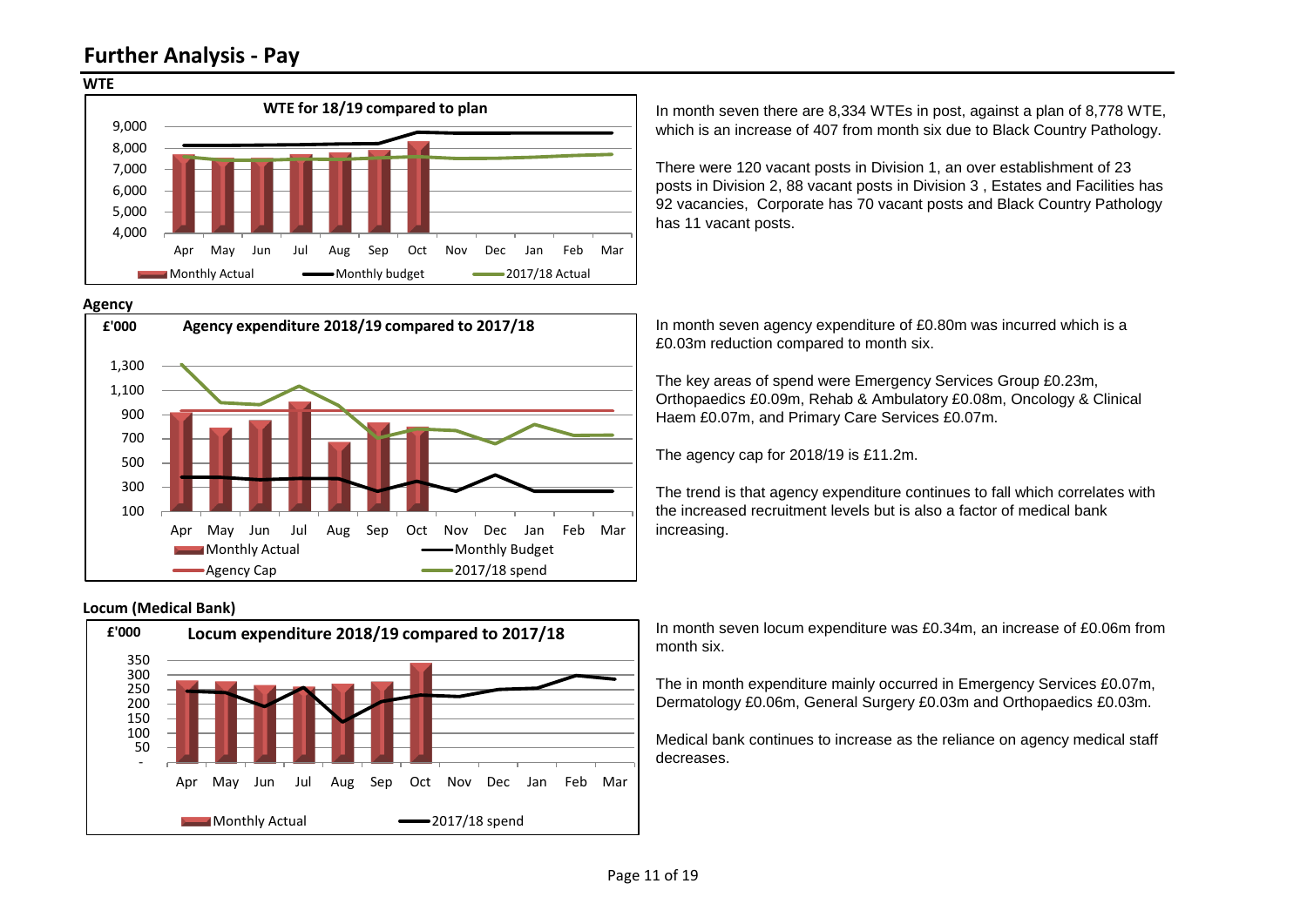# Further Analysis - Pay

## WTE

In month seven there are 8,334 WTEs in post, against a plan of 8,778 WTE, which is an increase of 407 from month six due to Black Country Pathology.

There were 120 vacant posts in Division 1, an over establishment of 23 posts in Division 2, 88 vacant posts in Division 3 , Estates and Facilities has 92 vacancies, Corporate has 70 vacant posts and Black Country Pathology has 11 vacant posts.

## Agency

In month seven agency expenditure of £0.80m was incurred which is a £0.03m reduction compared to month six.

The key areas of spend were Emergency Services Group £0.23m, Orthopaedics £0.09m, Rehab & Ambulatory £0.08m, Oncology & Clinical Haem £0.07m, and Primary Care Services £0.07m.

The agency cap for 2018/19 is £11.2m.

The trend is that agency expenditure continues to fall which correlates with the increased recruitment levels but is also a factor of medical bank increasing.

## Locum (Medical Bank)

In month seven locum expenditure was £0.34m, an increase of £0.06m from month six.

The in month expenditure mainly occurred in Emergency Services £0.07m, Dermatology £0.06m, General Surgery £0.03m and Orthopaedics £0.03m.

Medical bank continues to increase as the reliance on agency medical staff decreases.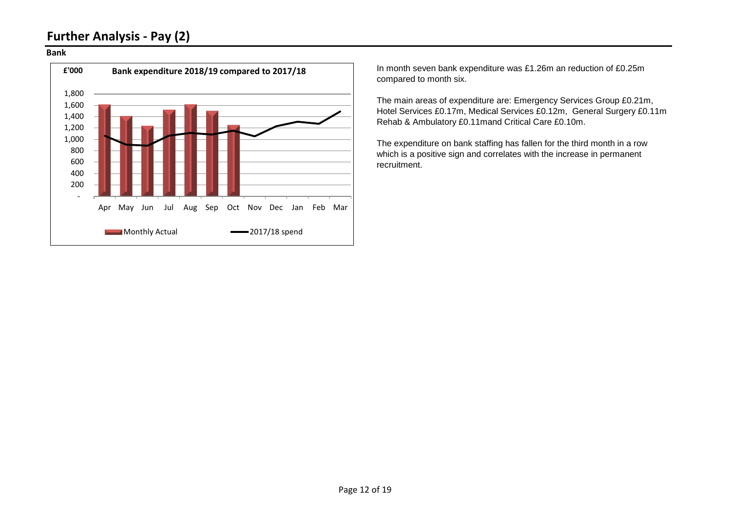# Further Analysis - Pay (2)

**Bank**

**Bank expenditure 2018/19 compared to 2017/18**

£'000

| Month | Monthly Actual | 2017/18 spend |
|---|---|---|
| Apr | | |
| May | | |
| Jun | | |
| Jul | | |
| Aug | | |
| Sep | | |
| Oct | | |
| Nov | | |
| Dec | | |
| Jan | | |
| Feb | | |
| Mar | | |

In month seven bank expenditure was £1.26m an reduction of £0.25m compared to month six.

The main areas of expenditure are: Emergency Services Group £0.21m, Hotel Services £0.17m, Medical Services £0.12m, General Surgery £0.11m Rehab & Ambulatory £0.11mand Critical Care £0.10m.

The expenditure on bank staffing has fallen for the third month in a row which is a positive sign and correlates with the increase in permanent recruitment.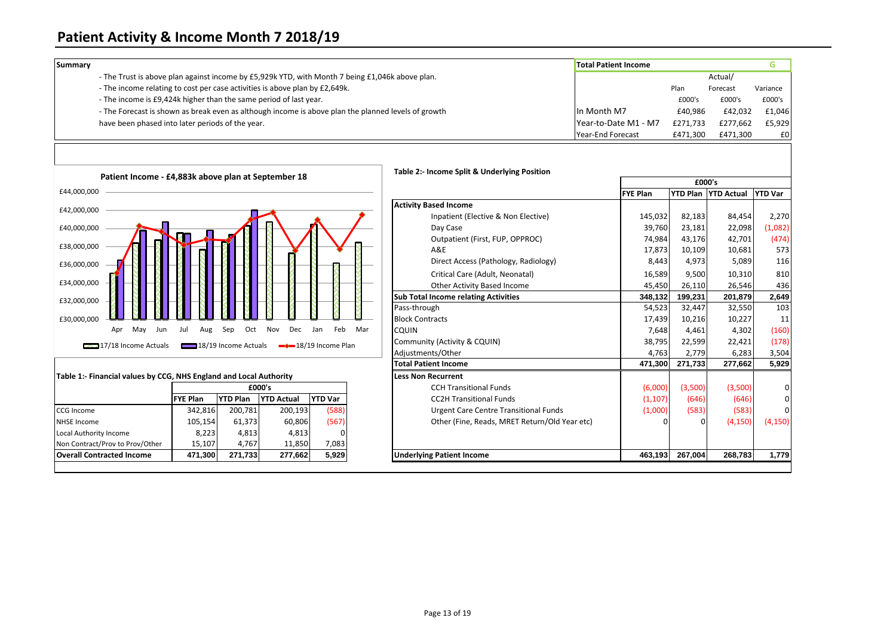# Patient Activity & Income Month 7 2018/19

**Summary**

- The Trust is above plan against income by £5,929k YTD, with Month 7 being £1,046k above plan.
- The income relating to cost per case activities is above plan by £2,649k.
- The income is £9,424k higher than the same period of last year.
- The Forecast is shown as break even as although income is above plan the planned levels of growth have been phased into later periods of the year.

| Total Patient Income | | | G |
|---|---|---|---|
| | Plan | Actual/ Forecast | Variance |
| | £000's | £000's | £000's |
| In Month M7 | £40,986 | £42,032 | £1,046 |
| Year-to-Date M1 - M7 | £271,733 | £277,662 | £5,929 |
| Year-End Forecast | £471,300 | £471,300 | £0 |

**Patient Income - £4,883k above plan at September 18**

Legend: 17/18 Income Actuals; 18/19 Income Actuals; 18/19 Income Plan

**Table 1:- Financial values by CCG, NHS England and Local Authority**

| | £000's | | | |
|---|---|---|---|---|
| | FYE Plan | YTD Plan | YTD Actual | YTD Var |
| CCG Income | 342,816 | 200,781 | 200,193 | (588) |
| NHSE Income | 105,154 | 61,373 | 60,806 | (567) |
| Local Authority Income | 8,223 | 4,813 | 4,813 | 0 |
| Non Contract/Prov to Prov/Other | 15,107 | 4,767 | 11,850 | 7,083 |
| **Overall Contracted Income** | **471,300** | **271,733** | **277,662** | **5,929** |

**Table 2:- Income Split & Underlying Position**

| | £000's | | | |
|---|---|---|---|---|
| | FYE Plan | YTD Plan | YTD Actual | YTD Var |
| **Activity Based Income** | | | | |
| Inpatient (Elective & Non Elective) | 145,032 | 82,183 | 84,454 | 2,270 |
| Day Case | 39,760 | 23,181 | 22,098 | (1,082) |
| Outpatient (First, FUP, OPPROC) | 74,984 | 43,176 | 42,701 | (474) |
| A&E | 17,873 | 10,109 | 10,681 | 573 |
| Direct Access (Pathology, Radiology) | 8,443 | 4,973 | 5,089 | 116 |
| Critical Care (Adult, Neonatal) | 16,589 | 9,500 | 10,310 | 810 |
| Other Activity Based Income | 45,450 | 26,110 | 26,546 | 436 |
| **Sub Total Income relating Activities** | **348,132** | **199,231** | **201,879** | **2,649** |
| Pass-through | 54,523 | 32,447 | 32,550 | 103 |
| Block Contracts | 17,439 | 10,216 | 10,227 | 11 |
| CQUIN | 7,648 | 4,461 | 4,302 | (160) |
| Community (Activity & CQUIN) | 38,795 | 22,599 | 22,421 | (178) |
| Adjustments/Other | 4,763 | 2,779 | 6,283 | 3,504 |
| **Total Patient Income** | **471,300** | **271,733** | **277,662** | **5,929** |
| **Less Non Recurrent** | | | | |
| CCH Transitional Funds | (6,000) | (3,500) | (3,500) | 0 |
| CC2H Transitional Funds | (1,107) | (646) | (646) | 0 |
| Urgent Care Centre Transitional Funds | (1,000) | (583) | (583) | 0 |
| Other (Fine, Reads, MRET Return/Old Year etc) | 0 | 0 | (4,150) | (4,150) |
| **Underlying Patient Income** | **463,193** | **267,004** | **268,783** | **1,779** |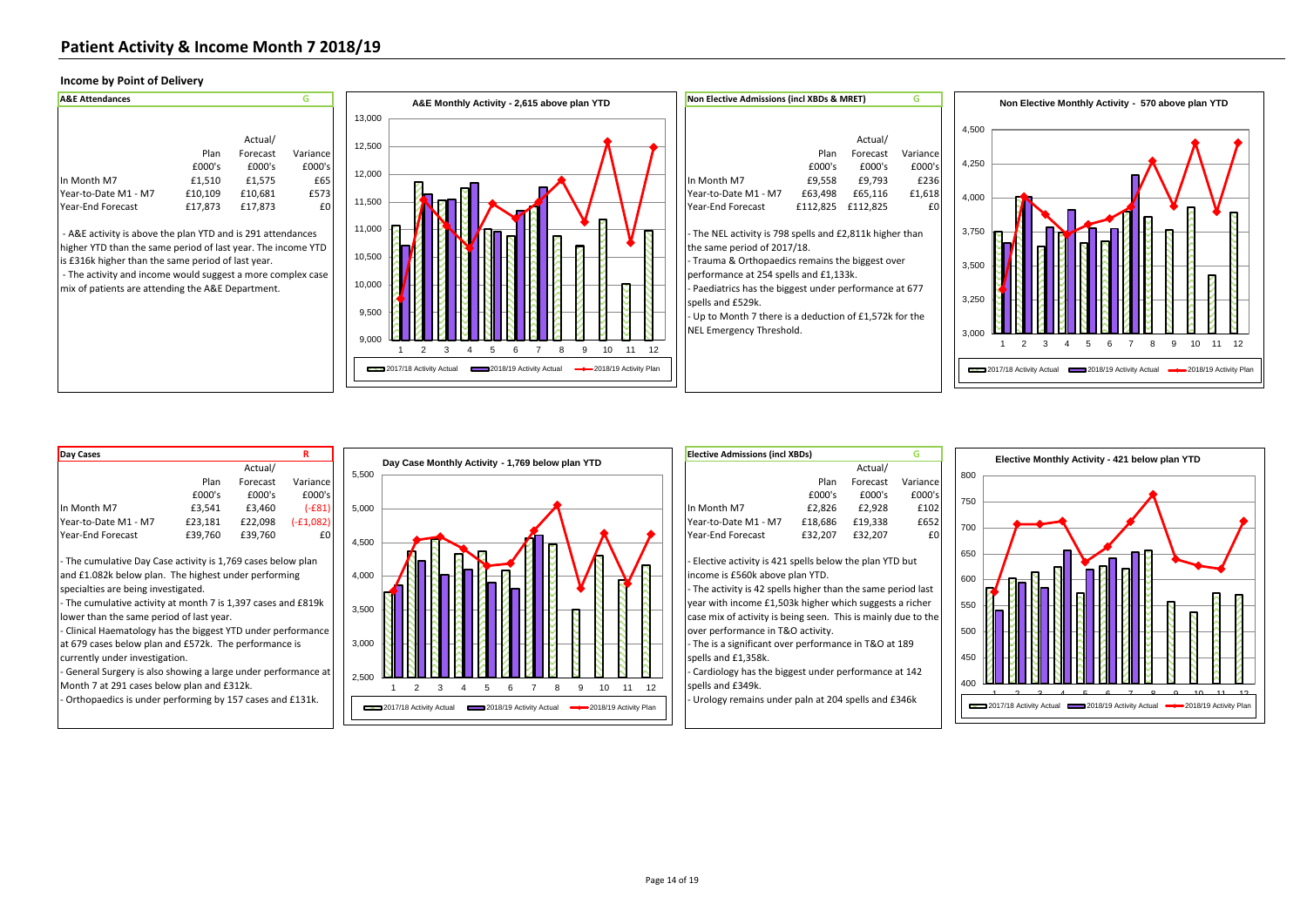# Patient Activity & Income Month 7 2018/19

## Income by Point of Delivery

### A&E Attendances — G

| | Plan | Actual/ Forecast | Variance |
|---|---|---|---|
| | £000's | £000's | £000's |
| In Month M7 | £1,510 | £1,575 | £65 |
| Year-to-Date M1 - M7 | £10,109 | £10,681 | £573 |
| Year-End Forecast | £17,873 | £17,873 | £0 |

- A&E activity is above the plan YTD and is 291 attendances higher YTD than the same period of last year. The income YTD is £316k higher than the same period of last year.
- The activity and income would suggest a more complex case mix of patients are attending the A&E Department.

**A&E Monthly Activity - 2,615 above plan YTD**

2017/18 Activity Actual · 2018/19 Activity Actual · 2018/19 Activity Plan

### Non Elective Admissions (incl XBDs & MRET) — G

| | Plan | Actual/ Forecast | Variance |
|---|---|---|---|
| | £000's | £000's | £000's |
| In Month M7 | £9,558 | £9,793 | £236 |
| Year-to-Date M1 - M7 | £63,498 | £65,116 | £1,618 |
| Year-End Forecast | £112,825 | £112,825 | £0 |

- The NEL activity is 798 spells and £2,811k higher than the same period of 2017/18.
- Trauma & Orthopaedics remains the biggest over performance at 254 spells and £1,133k.
- Paediatrics has the biggest under performance at 677 spells and £529k.
- Up to Month 7 there is a deduction of £1,572k for the NEL Emergency Threshold.

**Non Elective Monthly Activity - 570 above plan YTD**

2017/18 Activity Actual · 2018/19 Activity Actual · 2018/19 Activity Plan

### Day Cases — R

| | Plan | Actual/ Forecast | Variance |
|---|---|---|---|
| | £000's | £000's | £000's |
| In Month M7 | £3,541 | £3,460 | (-£81) |
| Year-to-Date M1 - M7 | £23,181 | £22,098 | (-£1,082) |
| Year-End Forecast | £39,760 | £39,760 | £0 |

- The cumulative Day Case activity is 1,769 cases below plan and £1.082k below plan. The highest under performing specialties are being investigated.
- The cumulative activity at month 7 is 1,397 cases and £819k lower than the same period of last year.
- Clinical Haematology has the biggest YTD under performance at 679 cases below plan and £572k. The performance is currently under investigation.
- General Surgery is also showing a large under performance at Month 7 at 291 cases below plan and £312k.
- Orthopaedics is under performing by 157 cases and £131k.

**Day Case Monthly Activity - 1,769 below plan YTD**

2017/18 Activity Actual · 2018/19 Activity Actual · 2018/19 Activity Plan

### Elective Admissions (incl XBDs) — G

| | Plan | Actual/ Forecast | Variance |
|---|---|---|---|
| | £000's | £000's | £000's |
| In Month M7 | £2,826 | £2,928 | £102 |
| Year-to-Date M1 - M7 | £18,686 | £19,338 | £652 |
| Year-End Forecast | £32,207 | £32,207 | £0 |

- Elective activity is 421 spells below the plan YTD but income is £560k above plan YTD.
- The activity is 42 spells higher than the same period last year with income £1,503k higher which suggests a richer case mix of activity is being seen. This is mainly due to the over performance in T&O activity.
- The is a significant over performance in T&O at 189 spells and £1,358k.
- Cardiology has the biggest under performance at 142 spells and £349k.
- Urology remains under paln at 204 spells and £346k

**Elective Monthly Activity - 421 below plan YTD**

2017/18 Activity Actual · 2018/19 Activity Actual · 2018/19 Activity Plan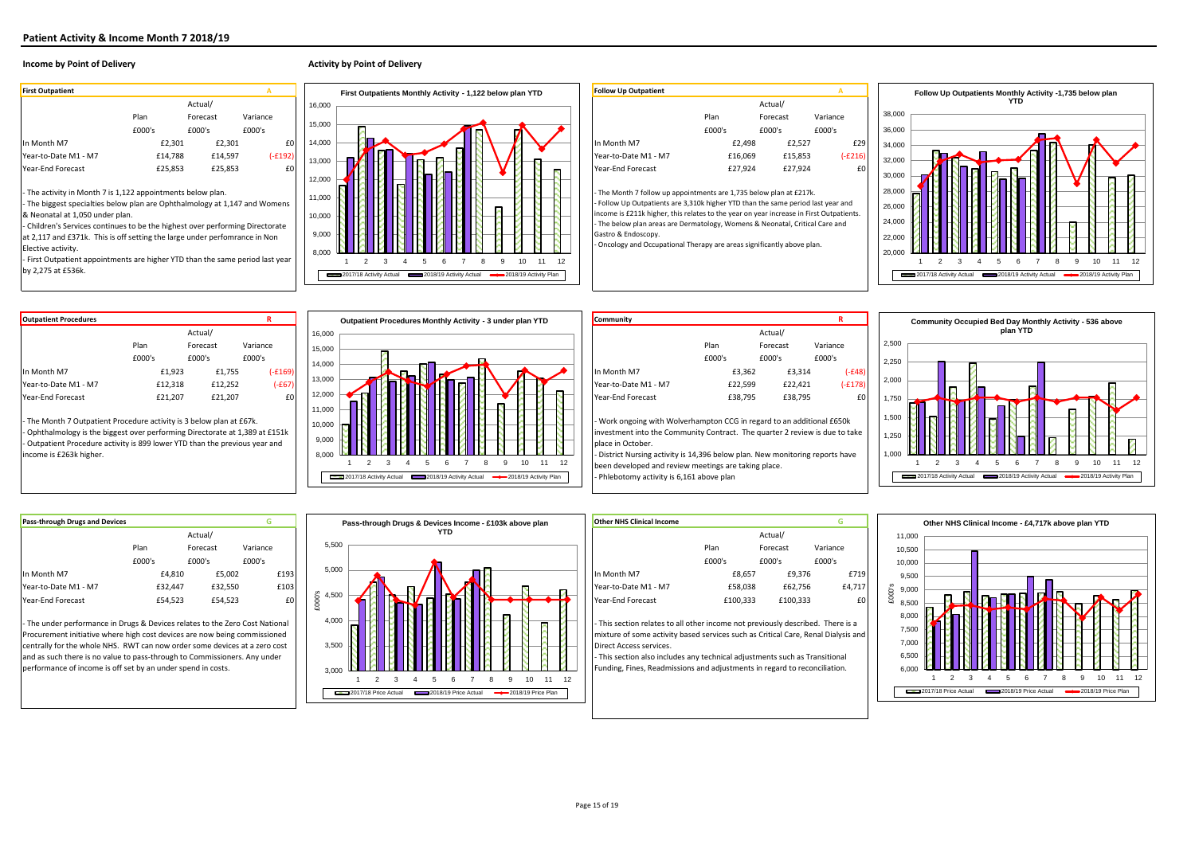## Patient Activity & Income Month 7 2018/19

### Income by Point of Delivery

### Activity by Point of Delivery

**First Outpatient** A

| | Plan | Actual/ Forecast | Variance |
|---|---|---|---|
| | £000's | £000's | £000's |
| In Month M7 | £2,301 | £2,301 | £0 |
| Year-to-Date M1 - M7 | £14,788 | £14,597 | (-£192) |
| Year-End Forecast | £25,853 | £25,853 | £0 |

- The activity in Month 7 is 1,122 appointments below plan.
- The biggest specialties below plan are Ophthalmology at 1,147 and Womens & Neonatal at 1,050 under plan.
- Children's Services continues to be the highest over performing Directorate at 2,117 and £371k. This is off setting the large under perfomrance in Non Elective activity.
- First Outpatient appointments are higher YTD than the same period last year by 2,275 at £536k.

First Outpatients Monthly Activity - 1,122 below plan YTD

**Follow Up Outpatient** A

| | Plan | Actual/ Forecast | Variance |
|---|---|---|---|
| | £000's | £000's | £000's |
| In Month M7 | £2,498 | £2,527 | £29 |
| Year-to-Date M1 - M7 | £16,069 | £15,853 | (-£216) |
| Year-End Forecast | £27,924 | £27,924 | £0 |

- The Month 7 follow up appointments are 1,735 below plan at £217k.
- Follow Up Outpatients are 3,310k higher YTD than the same period last year and income is £211k higher, this relates to the year on year increase in First Outpatients.
- The below plan areas are Dermatology, Womens & Neonatal, Critical Care and Gastro & Endoscopy.
- Oncology and Occupational Therapy are areas significantly above plan.

Follow Up Outpatients Monthly Activity -1,735 below plan YTD

**Outpatient Procedures** R

| | Plan | Actual/ Forecast | Variance |
|---|---|---|---|
| | £000's | £000's | £000's |
| In Month M7 | £1,923 | £1,755 | (-£169) |
| Year-to-Date M1 - M7 | £12,318 | £12,252 | (-£67) |
| Year-End Forecast | £21,207 | £21,207 | £0 |

- The Month 7 Outpatient Procedure activity is 3 below plan at £67k.
- Ophthalmology is the biggest over performing Directorate at 1,389 at £151k
- Outpatient Procedure activity is 899 lower YTD than the previous year and income is £263k higher.

Outpatient Procedures Monthly Activity - 3 under plan YTD

**Community** R

| | Plan | Actual/ Forecast | Variance |
|---|---|---|---|
| | £000's | £000's | £000's |
| In Month M7 | £3,362 | £3,314 | (-£48) |
| Year-to-Date M1 - M7 | £22,599 | £22,421 | (-£178) |
| Year-End Forecast | £38,795 | £38,795 | £0 |

- Work ongoing with Wolverhampton CCG in regard to an additional £650k investment into the Community Contract. The quarter 2 review is due to take place in October.
- District Nursing activity is 14,396 below plan. New monitoring reports have been developed and review meetings are taking place.
- Phlebotomy activity is 6,161 above plan

Community Occupied Bed Day Monthly Activity - 536 above plan YTD

**Pass-through Drugs and Devices** G

| | Plan | Actual/ Forecast | Variance |
|---|---|---|---|
| | £000's | £000's | £000's |
| In Month M7 | £4,810 | £5,002 | £193 |
| Year-to-Date M1 - M7 | £32,447 | £32,550 | £103 |
| Year-End Forecast | £54,523 | £54,523 | £0 |

- The under performance in Drugs & Devices relates to the Zero Cost National Procurement initiative where high cost devices are now being commissioned centrally for the whole NHS. RWT can now order some devices at a zero cost and as such there is no value to pass-through to Commissioners. Any under performance of income is off set by an under spend in costs.

Pass-through Drugs & Devices Income - £103k above plan YTD

**Other NHS Clinical Income** G

| | Plan | Actual/ Forecast | Variance |
|---|---|---|---|
| | £000's | £000's | £000's |
| In Month M7 | £8,657 | £9,376 | £719 |
| Year-to-Date M1 - M7 | £58,038 | £62,756 | £4,717 |
| Year-End Forecast | £100,333 | £100,333 | £0 |

- This section relates to all other income not previously described. There is a mixture of some activity based services such as Critical Care, Renal Dialysis and Direct Access services.
- This section also includes any technical adjustments such as Transitional Funding, Fines, Readmissions and adjustments in regard to reconciliation.

Other NHS Clinical Income - £4,717k above plan YTD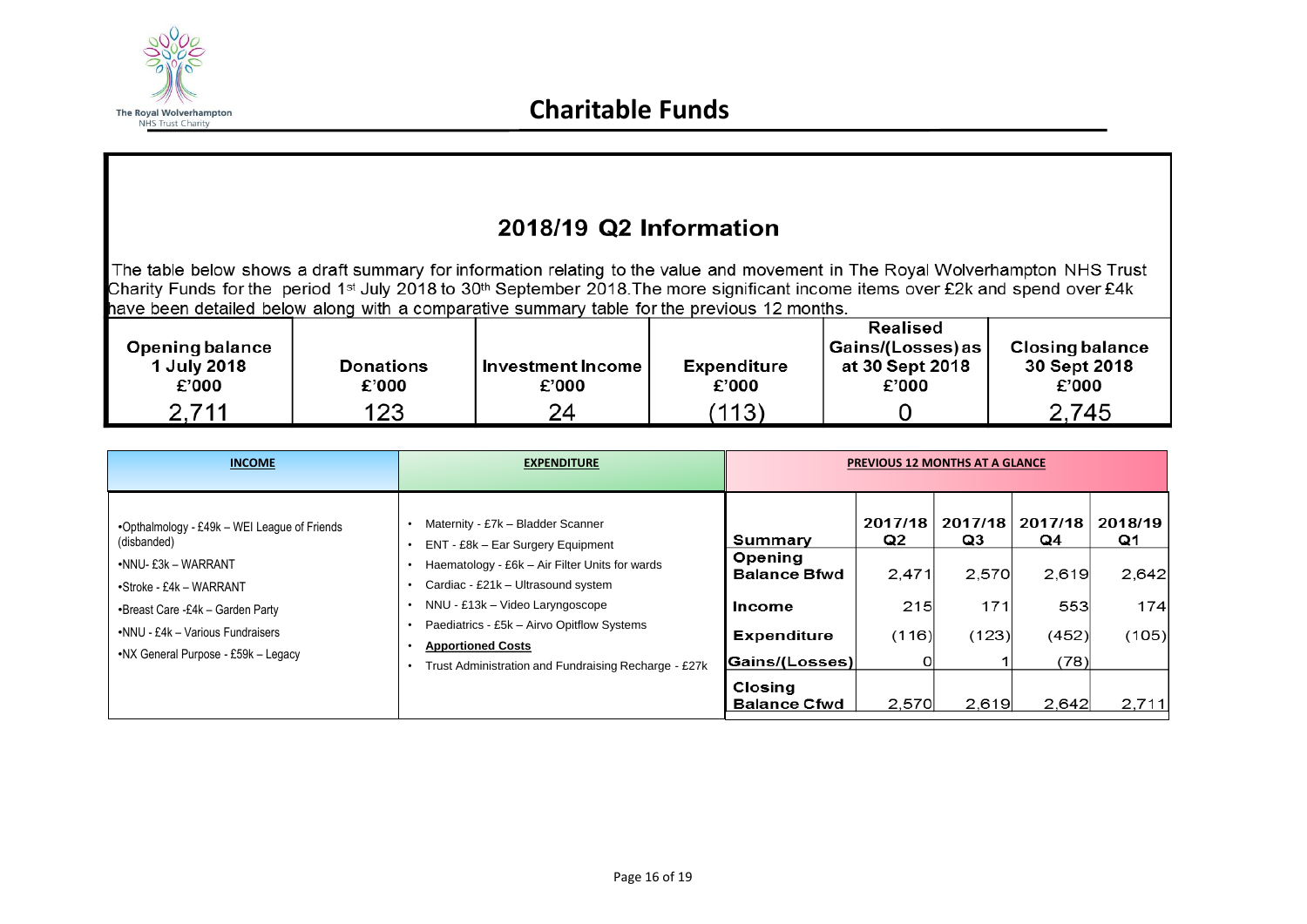The Royal Wolverhampton NHS Trust Charity

# Charitable Funds

## 2018/19 Q2 Information

The table below shows a draft summary for information relating to the value and movement in The Royal Wolverhampton NHS Trust Charity Funds for the period 1st July 2018 to 30th September 2018. The more significant income items over £2k and spend over £4k have been detailed below along with a comparative summary table for the previous 12 months.

| Opening balance 1 July 2018 £'000 | Donations £'000 | Investment Income £'000 | Expenditure £'000 | Realised Gains/(Losses) as at 30 Sept 2018 £'000 | Closing balance 30 Sept 2018 £'000 |
|---|---|---|---|---|---|
| 2,711 | 123 | 24 | (113) | 0 | 2,745 |

### INCOME

- Opthalmology - £49k – WEI League of Friends (disbanded)
- NNU- £3k – WARRANT
- Stroke - £4k – WARRANT
- Breast Care -£4k – Garden Party
- NNU - £4k – Various Fundraisers
- NX General Purpose - £59k – Legacy

### EXPENDITURE

- Maternity - £7k – Bladder Scanner
- ENT - £8k – Ear Surgery Equipment
- Haematology - £6k – Air Filter Units for wards
- Cardiac - £21k – Ultrasound system
- NNU - £13k – Video Laryngoscope
- Paediatrics - £5k – Airvo Opitflow Systems
- **Apportioned Costs**
- Trust Administration and Fundraising Recharge - £27k

### PREVIOUS 12 MONTHS AT A GLANCE

| Summary | 2017/18 Q2 | 2017/18 Q3 | 2017/18 Q4 | 2018/19 Q1 |
|---|---|---|---|---|
| Opening Balance Bfwd | 2,471 | 2,570 | 2,619 | 2,642 |
| Income | 215 | 171 | 553 | 174 |
| Expenditure | (116) | (123) | (452) | (105) |
| Gains/(Losses) | 0 | 1 | (78) | |
| Closing Balance Cfwd | 2,570 | 2,619 | 2,642 | 2,711 |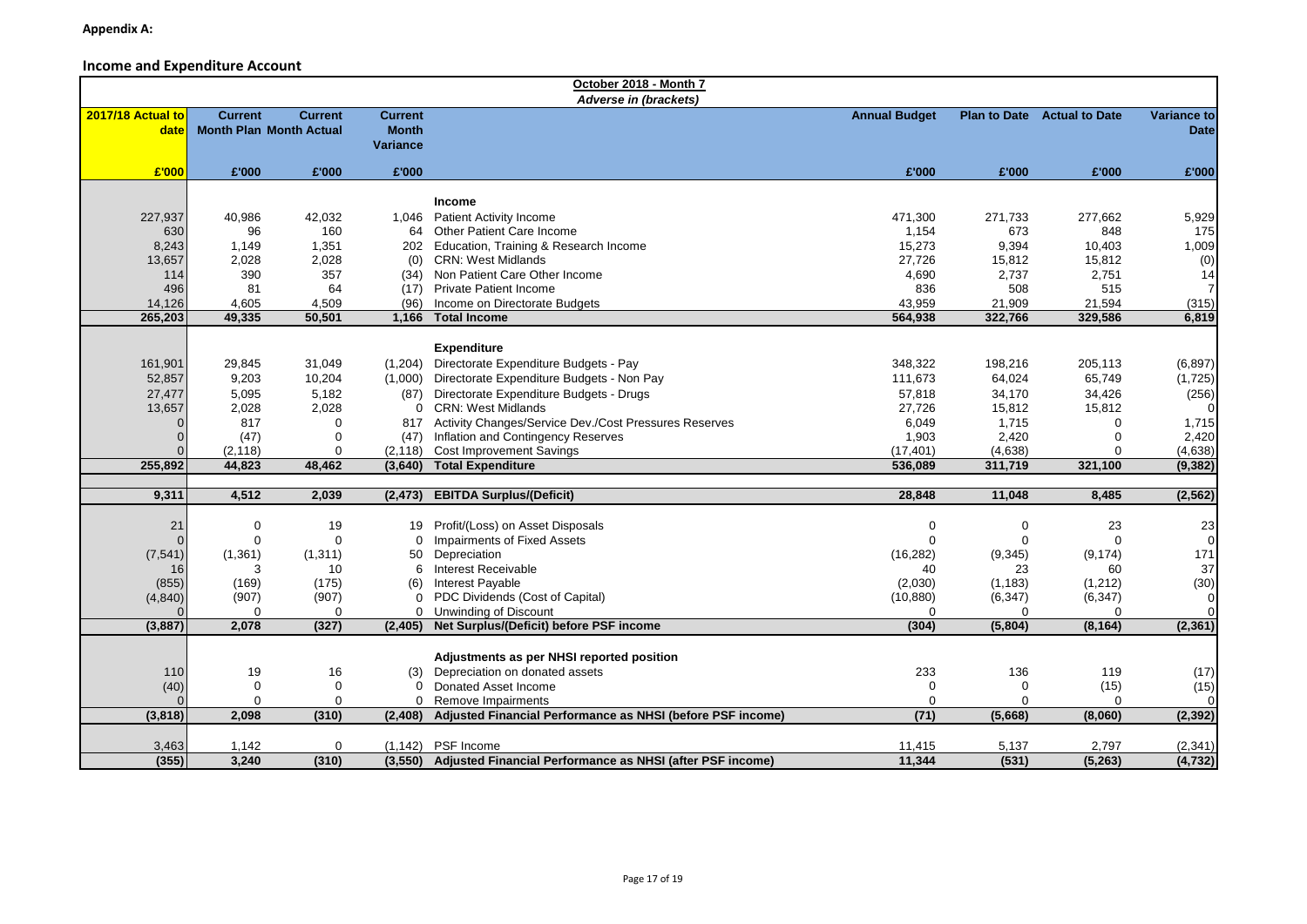**Appendix A:**

## Income and Expenditure Account

| 2017/18 Actual to date | Current Month Plan | Current Month Actual | Current Month Variance | October 2018 - Month 7 *Adverse in (brackets)* | Annual Budget | Plan to Date | Actual to Date | Variance to Date |
|---|---|---|---|---|---|---|---|---|
| £'000 | £'000 | £'000 | £'000 | | £'000 | £'000 | £'000 | £'000 |
| | | | | **Income** | | | | |
| 227,937 | 40,986 | 42,032 | 1,046 | Patient Activity Income | 471,300 | 271,733 | 277,662 | 5,929 |
| 630 | 96 | 160 | 64 | Other Patient Care Income | 1,154 | 673 | 848 | 175 |
| 8,243 | 1,149 | 1,351 | 202 | Education, Training & Research Income | 15,273 | 9,394 | 10,403 | 1,009 |
| 13,657 | 2,028 | 2,028 | (0) | CRN: West Midlands | 27,726 | 15,812 | 15,812 | (0) |
| 114 | 390 | 357 | (34) | Non Patient Care Other Income | 4,690 | 2,737 | 2,751 | 14 |
| 496 | 81 | 64 | (17) | Private Patient Income | 836 | 508 | 515 | 7 |
| 14,126 | 4,605 | 4,509 | (96) | Income on Directorate Budgets | 43,959 | 21,909 | 21,594 | (315) |
| **265,203** | **49,335** | **50,501** | **1,166** | **Total Income** | **564,938** | **322,766** | **329,586** | **6,819** |
| | | | | **Expenditure** | | | | |
| 161,901 | 29,845 | 31,049 | (1,204) | Directorate Expenditure Budgets - Pay | 348,322 | 198,216 | 205,113 | (6,897) |
| 52,857 | 9,203 | 10,204 | (1,000) | Directorate Expenditure Budgets - Non Pay | 111,673 | 64,024 | 65,749 | (1,725) |
| 27,477 | 5,095 | 5,182 | (87) | Directorate Expenditure Budgets - Drugs | 57,818 | 34,170 | 34,426 | (256) |
| 13,657 | 2,028 | 2,028 | 0 | CRN: West Midlands | 27,726 | 15,812 | 15,812 | 0 |
| 0 | 817 | 0 | 817 | Activity Changes/Service Dev./Cost Pressures Reserves | 6,049 | 1,715 | 0 | 1,715 |
| 0 | (47) | 0 | (47) | Inflation and Contingency Reserves | 1,903 | 2,420 | 0 | 2,420 |
| 0 | (2,118) | 0 | (2,118) | Cost Improvement Savings | (17,401) | (4,638) | 0 | (4,638) |
| **255,892** | **44,823** | **48,462** | **(3,640)** | **Total Expenditure** | **536,089** | **311,719** | **321,100** | **(9,382)** |
| **9,311** | **4,512** | **2,039** | **(2,473)** | **EBITDA Surplus/(Deficit)** | **28,848** | **11,048** | **8,485** | **(2,562)** |
| 21 | 0 | 19 | 19 | Profit/(Loss) on Asset Disposals | 0 | 0 | 23 | 23 |
| 0 | 0 | 0 | 0 | Impairments of Fixed Assets | 0 | 0 | 0 | 0 |
| (7,541) | (1,361) | (1,311) | 50 | Depreciation | (16,282) | (9,345) | (9,174) | 171 |
| 16 | 3 | 10 | 6 | Interest Receivable | 40 | 23 | 60 | 37 |
| (855) | (169) | (175) | (6) | Interest Payable | (2,030) | (1,183) | (1,212) | (30) |
| (4,840) | (907) | (907) | 0 | PDC Dividends (Cost of Capital) | (10,880) | (6,347) | (6,347) | 0 |
| 0 | 0 | 0 | 0 | Unwinding of Discount | 0 | 0 | 0 | 0 |
| **(3,887)** | **2,078** | **(327)** | **(2,405)** | **Net Surplus/(Deficit) before PSF income** | **(304)** | **(5,804)** | **(8,164)** | **(2,361)** |
| | | | | **Adjustments as per NHSI reported position** | | | | |
| 110 | 19 | 16 | (3) | Depreciation on donated assets | 233 | 136 | 119 | (17) |
| (40) | 0 | 0 | 0 | Donated Asset Income | 0 | 0 | (15) | (15) |
| 0 | 0 | 0 | 0 | Remove Impairments | 0 | 0 | 0 | 0 |
| **(3,818)** | **2,098** | **(310)** | **(2,408)** | **Adjusted Financial Performance as NHSI (before PSF income)** | **(71)** | **(5,668)** | **(8,060)** | **(2,392)** |
| 3,463 | 1,142 | 0 | (1,142) | PSF Income | 11,415 | 5,137 | 2,797 | (2,341) |
| **(355)** | **3,240** | **(310)** | **(3,550)** | **Adjusted Financial Performance as NHSI (after PSF income)** | **11,344** | **(531)** | **(5,263)** | **(4,732)** |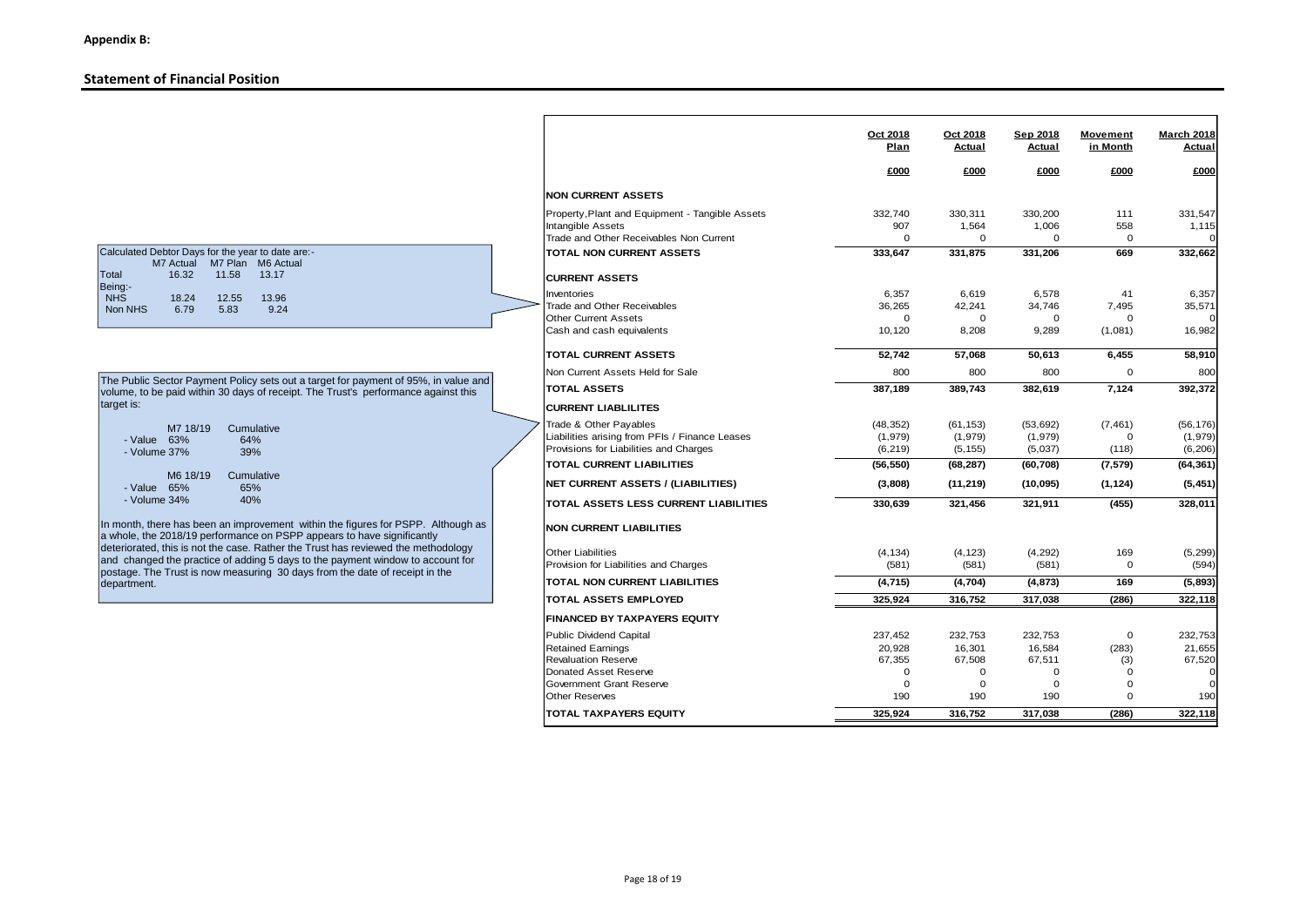**Appendix B:**

## Statement of Financial Position

Calculated Debtor Days for the year to date are:-

| | M7 Actual | M7 Plan | M6 Actual |
|---|---|---|---|
| Total | 16.32 | 11.58 | 13.17 |
| Being:- | | | |
| NHS | 18.24 | 12.55 | 13.96 |
| Non NHS | 6.79 | 5.83 | 9.24 |

The Public Sector Payment Policy sets out a target for payment of 95%, in value and volume, to be paid within 30 days of receipt. The Trust's performance against this target is:

| | M7 18/19 | Cumulative |
|---|---|---|
| - Value | 63% | 64% |
| - Volume | 37% | 39% |

| | M6 18/19 | Cumulative |
|---|---|---|
| - Value | 65% | 65% |
| - Volume | 34% | 40% |

In month, there has been an improvement within the figures for PSPP. Although as a whole, the 2018/19 performance on PSPP appears to have significantly deteriorated, this is not the case. Rather the Trust has reviewed the methodology and changed the practice of adding 5 days to the payment window to account for postage. The Trust is now measuring 30 days from the date of receipt in the department.

| | Oct 2018 Plan | Oct 2018 Actual | Sep 2018 Actual | Movement in Month | March 2018 Actual |
|---|---|---|---|---|---|
| | £000 | £000 | £000 | £000 | £000 |
| **NON CURRENT ASSETS** | | | | | |
| Property,Plant and Equipment - Tangible Assets | 332,740 | 330,311 | 330,200 | 111 | 331,547 |
| Intangible Assets | 907 | 1,564 | 1,006 | 558 | 1,115 |
| Trade and Other Receivables Non Current | 0 | 0 | 0 | 0 | 0 |
| **TOTAL NON CURRENT ASSETS** | **333,647** | **331,875** | **331,206** | **669** | **332,662** |
| **CURRENT ASSETS** | | | | | |
| Inventories | 6,357 | 6,619 | 6,578 | 41 | 6,357 |
| Trade and Other Receivables | 36,265 | 42,241 | 34,746 | 7,495 | 35,571 |
| Other Current Assets | 0 | 0 | 0 | 0 | 0 |
| Cash and cash equivalents | 10,120 | 8,208 | 9,289 | (1,081) | 16,982 |
| **TOTAL CURRENT ASSETS** | **52,742** | **57,068** | **50,613** | **6,455** | **58,910** |
| Non Current Assets Held for Sale | 800 | 800 | 800 | 0 | 800 |
| **TOTAL ASSETS** | **387,189** | **389,743** | **382,619** | **7,124** | **392,372** |
| **CURRENT LIABLILITES** | | | | | |
| Trade & Other Payables | (48,352) | (61,153) | (53,692) | (7,461) | (56,176) |
| Liabilities arising from PFIs / Finance Leases | (1,979) | (1,979) | (1,979) | 0 | (1,979) |
| Provisions for Liabilities and Charges | (6,219) | (5,155) | (5,037) | (118) | (6,206) |
| **TOTAL CURRENT LIABILITIES** | **(56,550)** | **(68,287)** | **(60,708)** | **(7,579)** | **(64,361)** |
| **NET CURRENT ASSETS / (LIABILITIES)** | **(3,808)** | **(11,219)** | **(10,095)** | **(1,124)** | **(5,451)** |
| **TOTAL ASSETS LESS CURRENT LIABILITIES** | **330,639** | **321,456** | **321,911** | **(455)** | **328,011** |
| **NON CURRENT LIABILITIES** | | | | | |
| Other Liabilities | (4,134) | (4,123) | (4,292) | 169 | (5,299) |
| Provision for Liabilities and Charges | (581) | (581) | (581) | 0 | (594) |
| **TOTAL NON CURRENT LIABILITIES** | **(4,715)** | **(4,704)** | **(4,873)** | **169** | **(5,893)** |
| **TOTAL ASSETS EMPLOYED** | **325,924** | **316,752** | **317,038** | **(286)** | **322,118** |
| **FINANCED BY TAXPAYERS EQUITY** | | | | | |
| Public Dividend Capital | 237,452 | 232,753 | 232,753 | 0 | 232,753 |
| Retained Earnings | 20,928 | 16,301 | 16,584 | (283) | 21,655 |
| Revaluation Reserve | 67,355 | 67,508 | 67,511 | (3) | 67,520 |
| Donated Asset Reserve | 0 | 0 | 0 | 0 | 0 |
| Government Grant Reserve | 0 | 0 | 0 | 0 | 0 |
| Other Reserves | 190 | 190 | 190 | 0 | 190 |
| **TOTAL TAXPAYERS EQUITY** | **325,924** | **316,752** | **317,038** | **(286)** | **322,118** |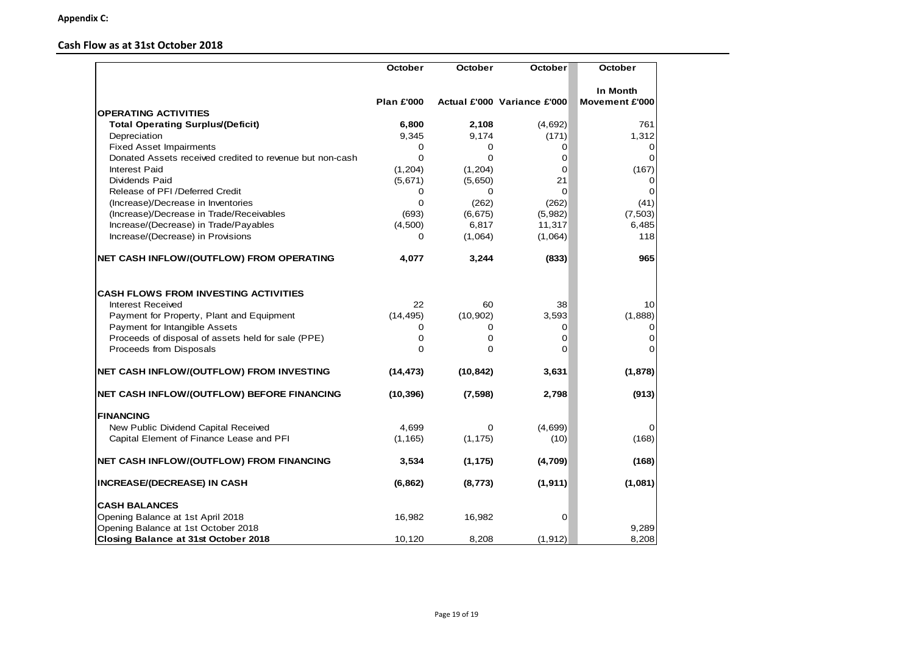**Appendix C:**

**Cash Flow as at 31st October 2018**

| | October | October | October | October |
|---|---|---|---|---|
| | Plan £'000 | Actual £'000 | Variance £'000 | In Month Movement £'000 |
| **OPERATING ACTIVITIES** | | | | |
| **Total Operating Surplus/(Deficit)** | **6,800** | **2,108** | (4,692) | 761 |
| Depreciation | 9,345 | 9,174 | (171) | 1,312 |
| Fixed Asset Impairments | 0 | 0 | 0 | 0 |
| Donated Assets received credited to revenue but non-cash | 0 | 0 | 0 | 0 |
| Interest Paid | (1,204) | (1,204) | 0 | (167) |
| Dividends Paid | (5,671) | (5,650) | 21 | 0 |
| Release of PFI /Deferred Credit | 0 | 0 | 0 | 0 |
| (Increase)/Decrease in Inventories | 0 | (262) | (262) | (41) |
| (Increase)/Decrease in Trade/Receivables | (693) | (6,675) | (5,982) | (7,503) |
| Increase/(Decrease) in Trade/Payables | (4,500) | 6,817 | 11,317 | 6,485 |
| Increase/(Decrease) in Provisions | 0 | (1,064) | (1,064) | 118 |
| **NET CASH INFLOW/(OUTFLOW) FROM OPERATING** | **4,077** | **3,244** | **(833)** | **965** |
| **CASH FLOWS FROM INVESTING ACTIVITIES** | | | | |
| Interest Received | 22 | 60 | 38 | 10 |
| Payment for Property, Plant and Equipment | (14,495) | (10,902) | 3,593 | (1,888) |
| Payment for Intangible Assets | 0 | 0 | 0 | 0 |
| Proceeds of disposal of assets held for sale (PPE) | 0 | 0 | 0 | 0 |
| Proceeds from Disposals | 0 | 0 | 0 | 0 |
| **NET CASH INFLOW/(OUTFLOW) FROM INVESTING** | **(14,473)** | **(10,842)** | **3,631** | **(1,878)** |
| **NET CASH INFLOW/(OUTFLOW) BEFORE FINANCING** | **(10,396)** | **(7,598)** | **2,798** | **(913)** |
| **FINANCING** | | | | |
| New Public Dividend Capital Received | 4,699 | 0 | (4,699) | 0 |
| Capital Element of Finance Lease and PFI | (1,165) | (1,175) | (10) | (168) |
| **NET CASH INFLOW/(OUTFLOW) FROM FINANCING** | **3,534** | **(1,175)** | **(4,709)** | **(168)** |
| **INCREASE/(DECREASE) IN CASH** | **(6,862)** | **(8,773)** | **(1,911)** | **(1,081)** |
| **CASH BALANCES** | | | | |
| Opening Balance at 1st April 2018 | 16,982 | 16,982 | 0 | |
| Opening Balance at 1st October 2018 | | | | 9,289 |
| **Closing Balance at 31st October 2018** | 10,120 | 8,208 | (1,912) | 8,208 |